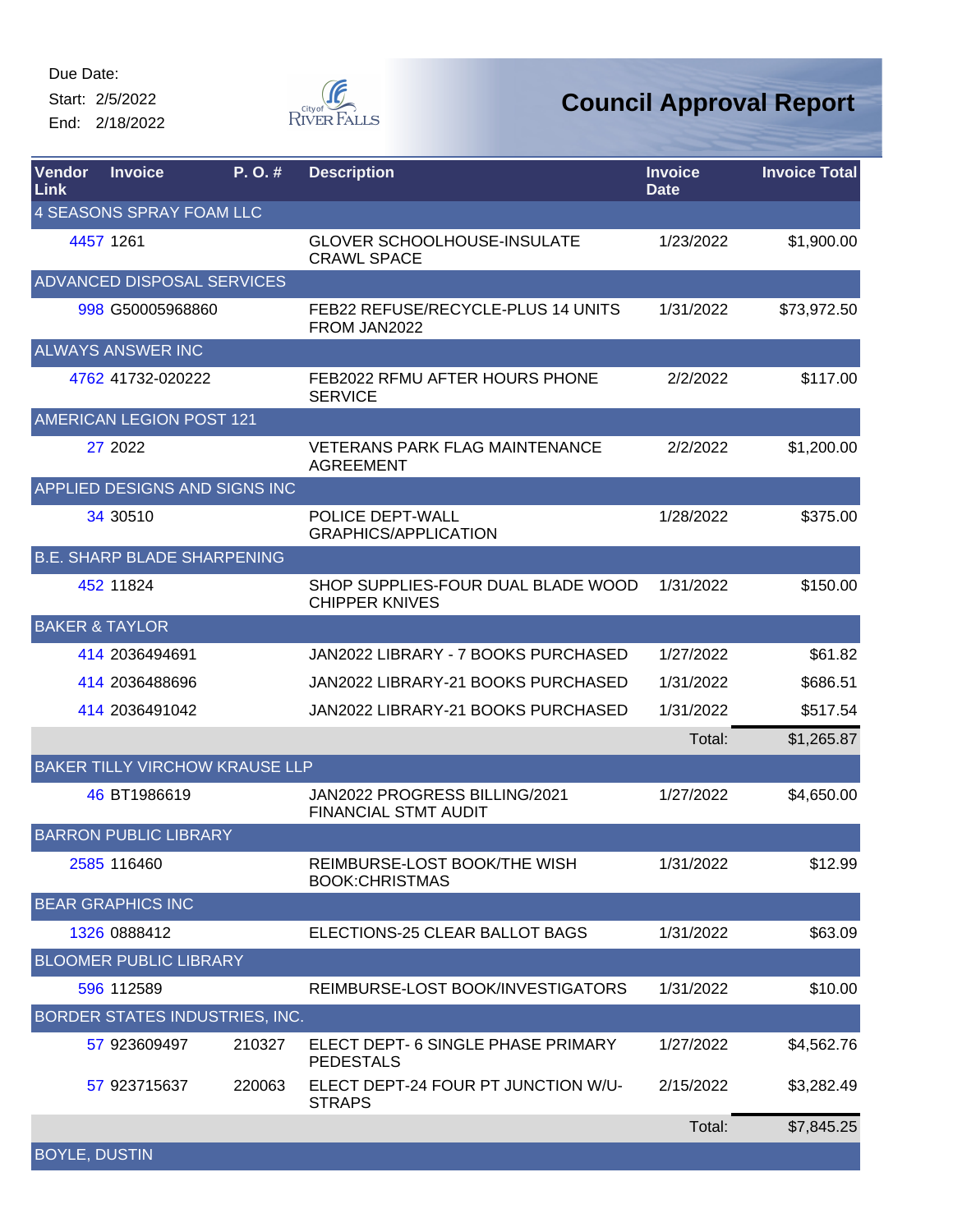Due Date:
Start: 2/5/2022
End: 2/18/2022

City of River Falls

# Council Approval Report

| Vendor Link | Invoice | P. O. # | Description | Invoice Date | Invoice Total |
|---|---|---|---|---|---|
| 4 SEASONS SPRAY FOAM LLC | | | | | |
| 4457 | 1261 | | GLOVER SCHOOLHOUSE-INSULATE CRAWL SPACE | 1/23/2022 | $1,900.00 |
| ADVANCED DISPOSAL SERVICES | | | | | |
| 998 | G50005968860 | | FEB22 REFUSE/RECYCLE-PLUS 14 UNITS FROM JAN2022 | 1/31/2022 | $73,972.50 |
| ALWAYS ANSWER INC | | | | | |
| 4762 | 41732-020222 | | FEB2022 RFMU AFTER HOURS PHONE SERVICE | 2/2/2022 | $117.00 |
| AMERICAN LEGION POST 121 | | | | | |
| 27 | 2022 | | VETERANS PARK FLAG MAINTENANCE AGREEMENT | 2/2/2022 | $1,200.00 |
| APPLIED DESIGNS AND SIGNS INC | | | | | |
| 34 | 30510 | | POLICE DEPT-WALL GRAPHICS/APPLICATION | 1/28/2022 | $375.00 |
| B.E. SHARP BLADE SHARPENING | | | | | |
| 452 | 11824 | | SHOP SUPPLIES-FOUR DUAL BLADE WOOD CHIPPER KNIVES | 1/31/2022 | $150.00 |
| BAKER & TAYLOR | | | | | |
| 414 | 2036494691 | | JAN2022 LIBRARY - 7 BOOKS PURCHASED | 1/27/2022 | $61.82 |
| 414 | 2036488696 | | JAN2022 LIBRARY-21 BOOKS PURCHASED | 1/31/2022 | $686.51 |
| 414 | 2036491042 | | JAN2022 LIBRARY-21 BOOKS PURCHASED | 1/31/2022 | $517.54 |
| | | | | Total: | $1,265.87 |
| BAKER TILLY VIRCHOW KRAUSE LLP | | | | | |
| 46 | BT1986619 | | JAN2022 PROGRESS BILLING/2021 FINANCIAL STMT AUDIT | 1/27/2022 | $4,650.00 |
| BARRON PUBLIC LIBRARY | | | | | |
| 2585 | 116460 | | REIMBURSE-LOST BOOK/THE WISH BOOK:CHRISTMAS | 1/31/2022 | $12.99 |
| BEAR GRAPHICS INC | | | | | |
| 1326 | 0888412 | | ELECTIONS-25 CLEAR BALLOT BAGS | 1/31/2022 | $63.09 |
| BLOOMER PUBLIC LIBRARY | | | | | |
| 596 | 112589 | | REIMBURSE-LOST BOOK/INVESTIGATORS | 1/31/2022 | $10.00 |
| BORDER STATES INDUSTRIES, INC. | | | | | |
| 57 | 923609497 | 210327 | ELECT DEPT- 6 SINGLE PHASE PRIMARY PEDESTALS | 1/27/2022 | $4,562.76 |
| 57 | 923715637 | 220063 | ELECT DEPT-24 FOUR PT JUNCTION W/U-STRAPS | 2/15/2022 | $3,282.49 |
| | | | | Total: | $7,845.25 |
| BOYLE, DUSTIN | | | | | |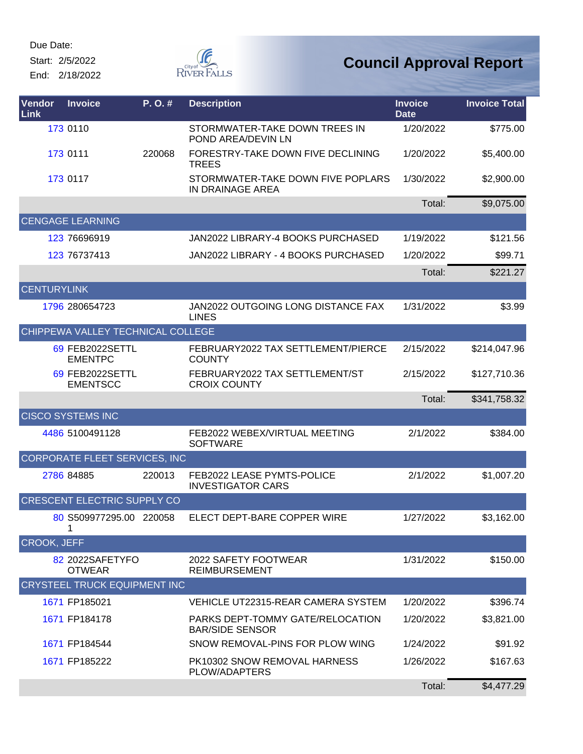Due Date:

Start: 2/5/2022

End: 2/18/2022

# Council Approval Report

| Vendor Link | Invoice | P. O. # | Description | Invoice Date | Invoice Total |
|---|---|---|---|---|---|
| 173 | 0110 | | STORMWATER-TAKE DOWN TREES IN POND AREA/DEVIN LN | 1/20/2022 | $775.00 |
| 173 | 0111 | 220068 | FORESTRY-TAKE DOWN FIVE DECLINING TREES | 1/20/2022 | $5,400.00 |
| 173 | 0117 | | STORMWATER-TAKE DOWN FIVE POPLARS IN DRAINAGE AREA | 1/30/2022 | $2,900.00 |
| | | | | Total: | $9,075.00 |
| CENGAGE LEARNING | | | | | |
| 123 | 76696919 | | JAN2022 LIBRARY-4 BOOKS PURCHASED | 1/19/2022 | $121.56 |
| 123 | 76737413 | | JAN2022 LIBRARY - 4 BOOKS PURCHASED | 1/20/2022 | $99.71 |
| | | | | Total: | $221.27 |
| CENTURYLINK | | | | | |
| 1796 | 280654723 | | JAN2022 OUTGOING LONG DISTANCE FAX LINES | 1/31/2022 | $3.99 |
| CHIPPEWA VALLEY TECHNICAL COLLEGE | | | | | |
| 69 | FEB2022SETTLEMENTPC | | FEBRUARY2022 TAX SETTLEMENT/PIERCE COUNTY | 2/15/2022 | $214,047.96 |
| 69 | FEB2022SETTLEMENTSCC | | FEBRUARY2022 TAX SETTLEMENT/ST CROIX COUNTY | 2/15/2022 | $127,710.36 |
| | | | | Total: | $341,758.32 |
| CISCO SYSTEMS INC | | | | | |
| 4486 | 5100491128 | | FEB2022 WEBEX/VIRTUAL MEETING SOFTWARE | 2/1/2022 | $384.00 |
| CORPORATE FLEET SERVICES, INC | | | | | |
| 2786 | 84885 | 220013 | FEB2022 LEASE PYMTS-POLICE INVESTIGATOR CARS | 2/1/2022 | $1,007.20 |
| CRESCENT ELECTRIC SUPPLY CO | | | | | |
| 80 | S509977295.001 | 220058 | ELECT DEPT-BARE COPPER WIRE | 1/27/2022 | $3,162.00 |
| CROOK, JEFF | | | | | |
| 82 | 2022SAFETYFOOTWEAR | | 2022 SAFETY FOOTWEAR REIMBURSEMENT | 1/31/2022 | $150.00 |
| CRYSTEEL TRUCK EQUIPMENT INC | | | | | |
| 1671 | FP185021 | | VEHICLE UT22315-REAR CAMERA SYSTEM | 1/20/2022 | $396.74 |
| 1671 | FP184178 | | PARKS DEPT-TOMMY GATE/RELOCATION BAR/SIDE SENSOR | 1/20/2022 | $3,821.00 |
| 1671 | FP184544 | | SNOW REMOVAL-PINS FOR PLOW WING | 1/24/2022 | $91.92 |
| 1671 | FP185222 | | PK10302 SNOW REMOVAL HARNESS PLOW/ADAPTERS | 1/26/2022 | $167.63 |
| | | | | Total: | $4,477.29 |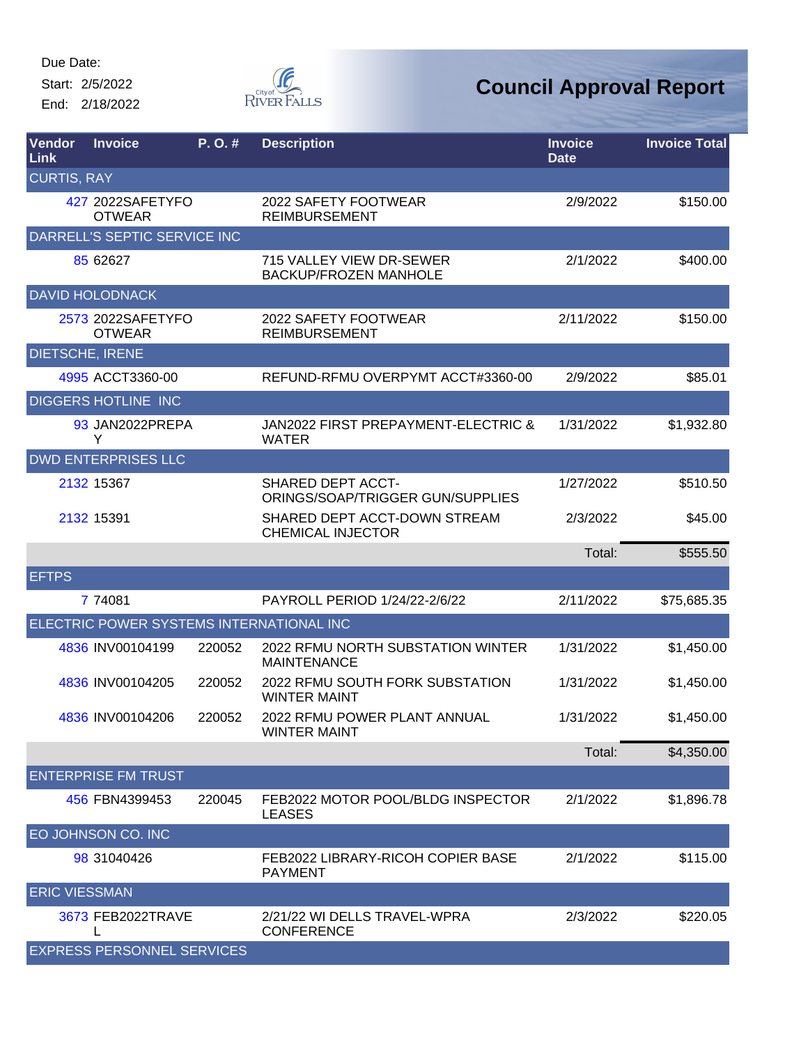Due Date:
Start: 2/5/2022
End: 2/18/2022

City of River Falls

# Council Approval Report

| Vendor Link | Invoice | P. O. # | Description | Invoice Date | Invoice Total |
|---|---|---|---|---|---|
| CURTIS, RAY | | | | | |
| 427 | 2022SAFETYFOOTWEAR | | 2022 SAFETY FOOTWEAR REIMBURSEMENT | 2/9/2022 | $150.00 |
| DARRELL'S SEPTIC SERVICE INC | | | | | |
| 85 | 62627 | | 715 VALLEY VIEW DR-SEWER BACKUP/FROZEN MANHOLE | 2/1/2022 | $400.00 |
| DAVID HOLODNACK | | | | | |
| 2573 | 2022SAFETYFOOTWEAR | | 2022 SAFETY FOOTWEAR REIMBURSEMENT | 2/11/2022 | $150.00 |
| DIETSCHE, IRENE | | | | | |
| 4995 | ACCT3360-00 | | REFUND-RFMU OVERPYMT ACCT#3360-00 | 2/9/2022 | $85.01 |
| DIGGERS HOTLINE INC | | | | | |
| 93 | JAN2022PREPAY | | JAN2022 FIRST PREPAYMENT-ELECTRIC & WATER | 1/31/2022 | $1,932.80 |
| DWD ENTERPRISES LLC | | | | | |
| 2132 | 15367 | | SHARED DEPT ACCT-ORINGS/SOAP/TRIGGER GUN/SUPPLIES | 1/27/2022 | $510.50 |
| 2132 | 15391 | | SHARED DEPT ACCT-DOWN STREAM CHEMICAL INJECTOR | 2/3/2022 | $45.00 |
| | | | | Total: | $555.50 |
| EFTPS | | | | | |
| 7 | 74081 | | PAYROLL PERIOD 1/24/22-2/6/22 | 2/11/2022 | $75,685.35 |
| ELECTRIC POWER SYSTEMS INTERNATIONAL INC | | | | | |
| 4836 | INV00104199 | 220052 | 2022 RFMU NORTH SUBSTATION WINTER MAINTENANCE | 1/31/2022 | $1,450.00 |
| 4836 | INV00104205 | 220052 | 2022 RFMU SOUTH FORK SUBSTATION WINTER MAINT | 1/31/2022 | $1,450.00 |
| 4836 | INV00104206 | 220052 | 2022 RFMU POWER PLANT ANNUAL WINTER MAINT | 1/31/2022 | $1,450.00 |
| | | | | Total: | $4,350.00 |
| ENTERPRISE FM TRUST | | | | | |
| 456 | FBN4399453 | 220045 | FEB2022 MOTOR POOL/BLDG INSPECTOR LEASES | 2/1/2022 | $1,896.78 |
| EO JOHNSON CO. INC | | | | | |
| 98 | 31040426 | | FEB2022 LIBRARY-RICOH COPIER BASE PAYMENT | 2/1/2022 | $115.00 |
| ERIC VIESSMAN | | | | | |
| 3673 | FEB2022TRAVEL | | 2/21/22 WI DELLS TRAVEL-WPRA CONFERENCE | 2/3/2022 | $220.05 |
| EXPRESS PERSONNEL SERVICES | | | | | |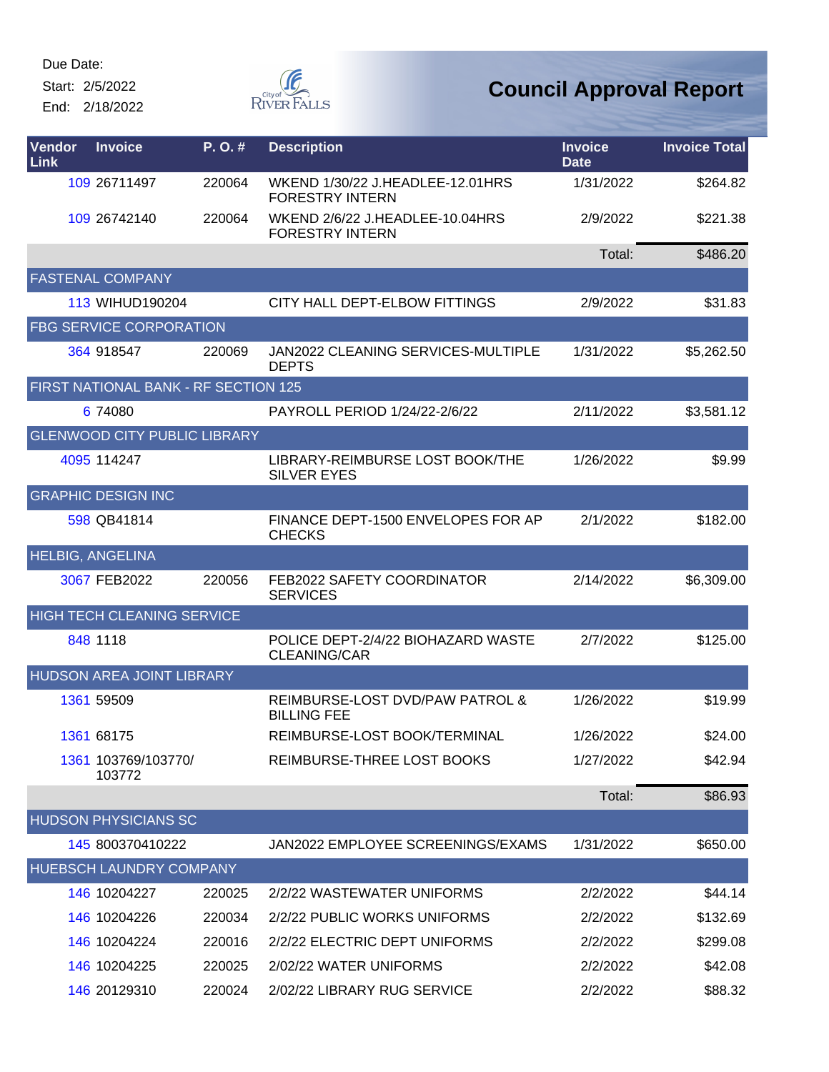Due Date:

Start: 2/5/2022

End: 2/18/2022

# Council Approval Report

| Vendor Link | Invoice | P. O. # | Description | Invoice Date | Invoice Total |
|---|---|---|---|---|---|
| 109 | 26711497 | 220064 | WKEND 1/30/22 J.HEADLEE-12.01HRS FORESTRY INTERN | 1/31/2022 | $264.82 |
| 109 | 26742140 | 220064 | WKEND 2/6/22 J.HEADLEE-10.04HRS FORESTRY INTERN | 2/9/2022 | $221.38 |
| | | | | Total: | $486.20 |
| FASTENAL COMPANY | | | | | |
| 113 | WIHUD190204 | | CITY HALL DEPT-ELBOW FITTINGS | 2/9/2022 | $31.83 |
| FBG SERVICE CORPORATION | | | | | |
| 364 | 918547 | 220069 | JAN2022 CLEANING SERVICES-MULTIPLE DEPTS | 1/31/2022 | $5,262.50 |
| FIRST NATIONAL BANK - RF SECTION 125 | | | | | |
| 6 | 74080 | | PAYROLL PERIOD 1/24/22-2/6/22 | 2/11/2022 | $3,581.12 |
| GLENWOOD CITY PUBLIC LIBRARY | | | | | |
| 4095 | 114247 | | LIBRARY-REIMBURSE LOST BOOK/THE SILVER EYES | 1/26/2022 | $9.99 |
| GRAPHIC DESIGN INC | | | | | |
| 598 | QB41814 | | FINANCE DEPT-1500 ENVELOPES FOR AP CHECKS | 2/1/2022 | $182.00 |
| HELBIG, ANGELINA | | | | | |
| 3067 | FEB2022 | 220056 | FEB2022 SAFETY COORDINATOR SERVICES | 2/14/2022 | $6,309.00 |
| HIGH TECH CLEANING SERVICE | | | | | |
| 848 | 1118 | | POLICE DEPT-2/4/22 BIOHAZARD WASTE CLEANING/CAR | 2/7/2022 | $125.00 |
| HUDSON AREA JOINT LIBRARY | | | | | |
| 1361 | 59509 | | REIMBURSE-LOST DVD/PAW PATROL & BILLING FEE | 1/26/2022 | $19.99 |
| 1361 | 68175 | | REIMBURSE-LOST BOOK/TERMINAL | 1/26/2022 | $24.00 |
| 1361 | 103769/103770/ 103772 | | REIMBURSE-THREE LOST BOOKS | 1/27/2022 | $42.94 |
| | | | | Total: | $86.93 |
| HUDSON PHYSICIANS SC | | | | | |
| 145 | 800370410222 | | JAN2022 EMPLOYEE SCREENINGS/EXAMS | 1/31/2022 | $650.00 |
| HUEBSCH LAUNDRY COMPANY | | | | | |
| 146 | 10204227 | 220025 | 2/2/22 WASTEWATER UNIFORMS | 2/2/2022 | $44.14 |
| 146 | 10204226 | 220034 | 2/2/22 PUBLIC WORKS UNIFORMS | 2/2/2022 | $132.69 |
| 146 | 10204224 | 220016 | 2/2/22 ELECTRIC DEPT UNIFORMS | 2/2/2022 | $299.08 |
| 146 | 10204225 | 220025 | 2/02/22 WATER UNIFORMS | 2/2/2022 | $42.08 |
| 146 | 20129310 | 220024 | 2/02/22 LIBRARY RUG SERVICE | 2/2/2022 | $88.32 |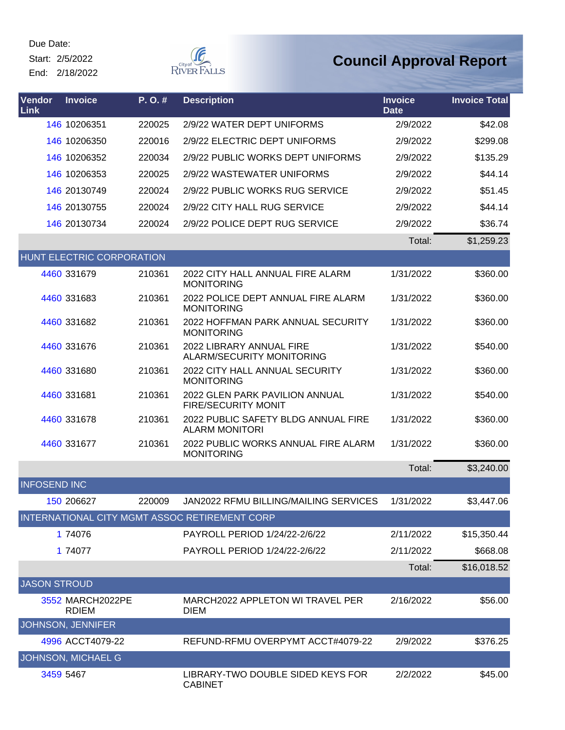Due Date:
Start: 2/5/2022
End: 2/18/2022

# Council Approval Report

| Vendor Link | Invoice | P. O. # | Description | Invoice Date | Invoice Total |
|---|---|---|---|---|---|
| 146 | 10206351 | 220025 | 2/9/22 WATER DEPT UNIFORMS | 2/9/2022 | $42.08 |
| 146 | 10206350 | 220016 | 2/9/22 ELECTRIC DEPT UNIFORMS | 2/9/2022 | $299.08 |
| 146 | 10206352 | 220034 | 2/9/22 PUBLIC WORKS DEPT UNIFORMS | 2/9/2022 | $135.29 |
| 146 | 10206353 | 220025 | 2/9/22 WASTEWATER UNIFORMS | 2/9/2022 | $44.14 |
| 146 | 20130749 | 220024 | 2/9/22 PUBLIC WORKS RUG SERVICE | 2/9/2022 | $51.45 |
| 146 | 20130755 | 220024 | 2/9/22 CITY HALL RUG SERVICE | 2/9/2022 | $44.14 |
| 146 | 20130734 | 220024 | 2/9/22 POLICE DEPT RUG SERVICE | 2/9/2022 | $36.74 |
| | | | | Total: | $1,259.23 |
| HUNT ELECTRIC CORPORATION | | | | | |
| 4460 | 331679 | 210361 | 2022 CITY HALL ANNUAL FIRE ALARM MONITORING | 1/31/2022 | $360.00 |
| 4460 | 331683 | 210361 | 2022 POLICE DEPT ANNUAL FIRE ALARM MONITORING | 1/31/2022 | $360.00 |
| 4460 | 331682 | 210361 | 2022 HOFFMAN PARK ANNUAL SECURITY MONITORING | 1/31/2022 | $360.00 |
| 4460 | 331676 | 210361 | 2022 LIBRARY ANNUAL FIRE ALARM/SECURITY MONITORING | 1/31/2022 | $540.00 |
| 4460 | 331680 | 210361 | 2022 CITY HALL ANNUAL SECURITY MONITORING | 1/31/2022 | $360.00 |
| 4460 | 331681 | 210361 | 2022 GLEN PARK PAVILION ANNUAL FIRE/SECURITY MONIT | 1/31/2022 | $540.00 |
| 4460 | 331678 | 210361 | 2022 PUBLIC SAFETY BLDG ANNUAL FIRE ALARM MONITORI | 1/31/2022 | $360.00 |
| 4460 | 331677 | 210361 | 2022 PUBLIC WORKS ANNUAL FIRE ALARM MONITORING | 1/31/2022 | $360.00 |
| | | | | Total: | $3,240.00 |
| INFOSEND INC | | | | | |
| 150 | 206627 | 220009 | JAN2022 RFMU BILLING/MAILING SERVICES | 1/31/2022 | $3,447.06 |
| INTERNATIONAL CITY MGMT ASSOC RETIREMENT CORP | | | | | |
| 1 | 74076 | | PAYROLL PERIOD 1/24/22-2/6/22 | 2/11/2022 | $15,350.44 |
| 1 | 74077 | | PAYROLL PERIOD 1/24/22-2/6/22 | 2/11/2022 | $668.08 |
| | | | | Total: | $16,018.52 |
| JASON STROUD | | | | | |
| 3552 | MARCH2022PERDIEM | | MARCH2022 APPLETON WI TRAVEL PER DIEM | 2/16/2022 | $56.00 |
| JOHNSON, JENNIFER | | | | | |
| 4996 | ACCT4079-22 | | REFUND-RFMU OVERPYMT ACCT#4079-22 | 2/9/2022 | $376.25 |
| JOHNSON, MICHAEL G | | | | | |
| 3459 | 5467 | | LIBRARY-TWO DOUBLE SIDED KEYS FOR CABINET | 2/2/2022 | $45.00 |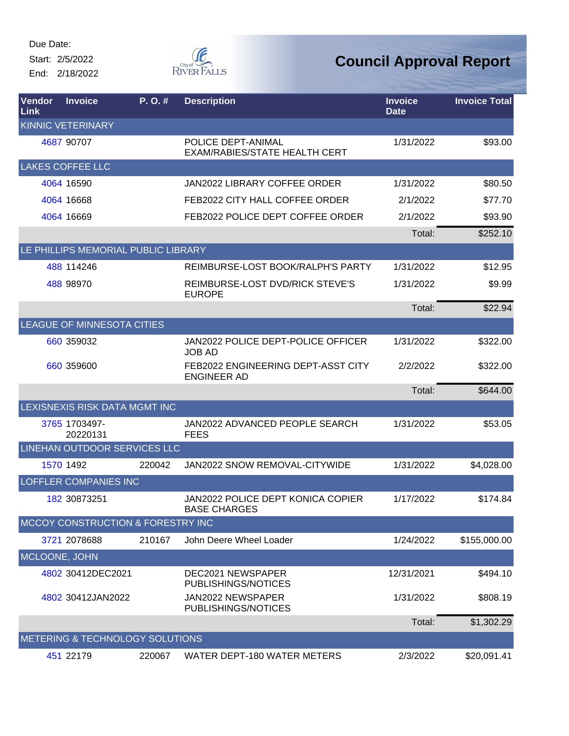Due Date:

Start: 2/5/2022

End: 2/18/2022

City of River Falls

# Council Approval Report

| Vendor Link | Invoice | P. O. # | Description | Invoice Date | Invoice Total |
|---|---|---|---|---|---|
| KINNIC VETERINARY | | | | | |
| 4687 | 90707 | | POLICE DEPT-ANIMAL EXAM/RABIES/STATE HEALTH CERT | 1/31/2022 | $93.00 |
| LAKES COFFEE LLC | | | | | |
| 4064 | 16590 | | JAN2022 LIBRARY COFFEE ORDER | 1/31/2022 | $80.50 |
| 4064 | 16668 | | FEB2022 CITY HALL COFFEE ORDER | 2/1/2022 | $77.70 |
| 4064 | 16669 | | FEB2022 POLICE DEPT COFFEE ORDER | 2/1/2022 | $93.90 |
| | | | | Total: | $252.10 |
| LE PHILLIPS MEMORIAL PUBLIC LIBRARY | | | | | |
| 488 | 114246 | | REIMBURSE-LOST BOOK/RALPH'S PARTY | 1/31/2022 | $12.95 |
| 488 | 98970 | | REIMBURSE-LOST DVD/RICK STEVE'S EUROPE | 1/31/2022 | $9.99 |
| | | | | Total: | $22.94 |
| LEAGUE OF MINNESOTA CITIES | | | | | |
| 660 | 359032 | | JAN2022 POLICE DEPT-POLICE OFFICER JOB AD | 1/31/2022 | $322.00 |
| 660 | 359600 | | FEB2022 ENGINEERING DEPT-ASST CITY ENGINEER AD | 2/2/2022 | $322.00 |
| | | | | Total: | $644.00 |
| LEXISNEXIS RISK DATA MGMT INC | | | | | |
| 3765 | 1703497-20220131 | | JAN2022 ADVANCED PEOPLE SEARCH FEES | 1/31/2022 | $53.05 |
| LINEHAN OUTDOOR SERVICES LLC | | | | | |
| 1570 | 1492 | 220042 | JAN2022 SNOW REMOVAL-CITYWIDE | 1/31/2022 | $4,028.00 |
| LOFFLER COMPANIES INC | | | | | |
| 182 | 30873251 | | JAN2022 POLICE DEPT KONICA COPIER BASE CHARGES | 1/17/2022 | $174.84 |
| MCCOY CONSTRUCTION & FORESTRY INC | | | | | |
| 3721 | 2078688 | 210167 | John Deere Wheel Loader | 1/24/2022 | $155,000.00 |
| MCLOONE, JOHN | | | | | |
| 4802 | 30412DEC2021 | | DEC2021 NEWSPAPER PUBLISHINGS/NOTICES | 12/31/2021 | $494.10 |
| 4802 | 30412JAN2022 | | JAN2022 NEWSPAPER PUBLISHINGS/NOTICES | 1/31/2022 | $808.19 |
| | | | | Total: | $1,302.29 |
| METERING & TECHNOLOGY SOLUTIONS | | | | | |
| 451 | 22179 | 220067 | WATER DEPT-180 WATER METERS | 2/3/2022 | $20,091.41 |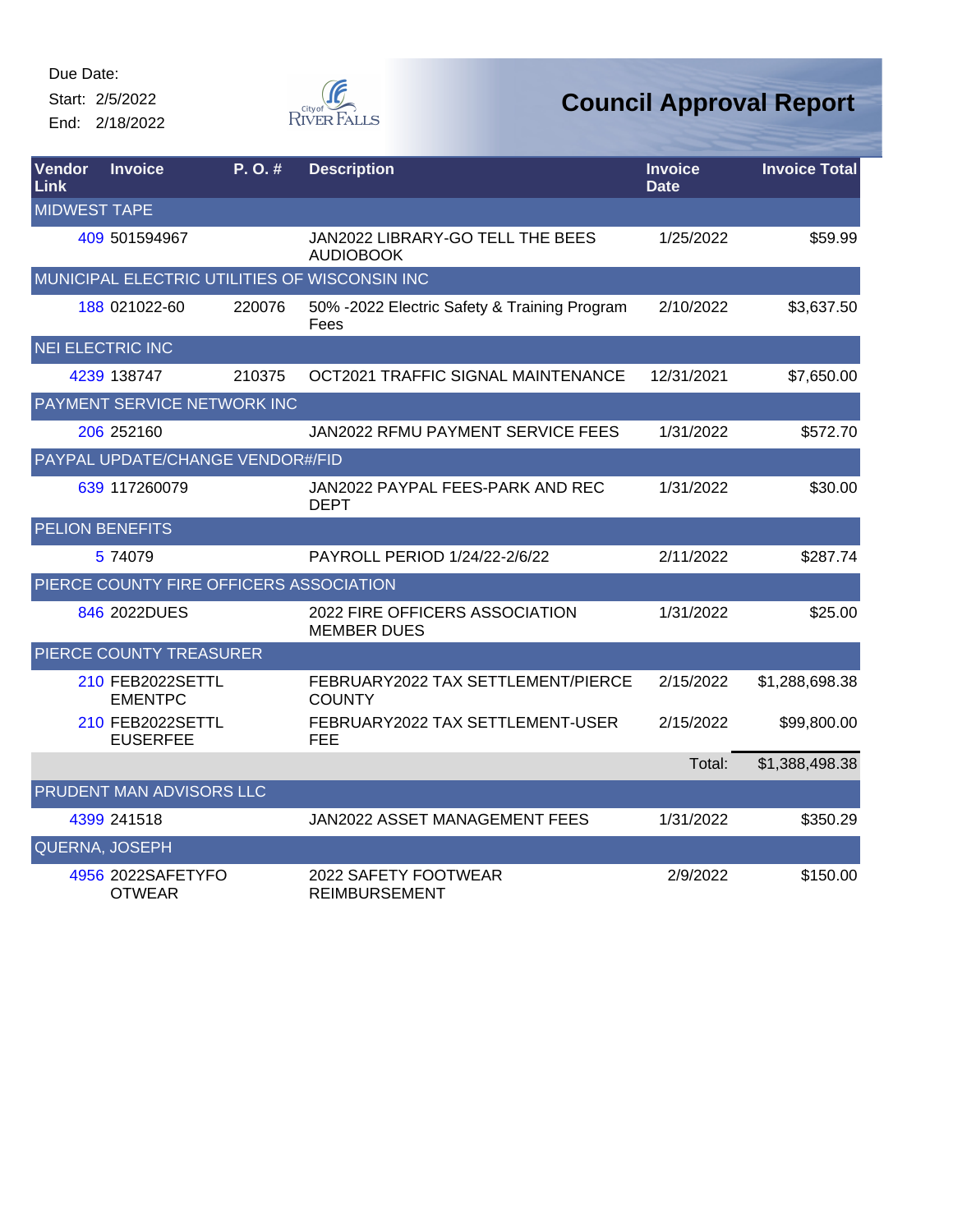Due Date:
Start: 2/5/2022
End: 2/18/2022

City of RIVER FALLS

# Council Approval Report

| Vendor Link | Invoice | P. O. # | Description | Invoice Date | Invoice Total |
|---|---|---|---|---|---|
| MIDWEST TAPE | | | | | |
| 409 | 501594967 | | JAN2022 LIBRARY-GO TELL THE BEES AUDIOBOOK | 1/25/2022 | $59.99 |
| MUNICIPAL ELECTRIC UTILITIES OF WISCONSIN INC | | | | | |
| 188 | 021022-60 | 220076 | 50% -2022 Electric Safety & Training Program Fees | 2/10/2022 | $3,637.50 |
| NEI ELECTRIC INC | | | | | |
| 4239 | 138747 | 210375 | OCT2021 TRAFFIC SIGNAL MAINTENANCE | 12/31/2021 | $7,650.00 |
| PAYMENT SERVICE NETWORK INC | | | | | |
| 206 | 252160 | | JAN2022 RFMU PAYMENT SERVICE FEES | 1/31/2022 | $572.70 |
| PAYPAL UPDATE/CHANGE VENDOR#/FID | | | | | |
| 639 | 117260079 | | JAN2022 PAYPAL FEES-PARK AND REC DEPT | 1/31/2022 | $30.00 |
| PELION BENEFITS | | | | | |
| 5 | 74079 | | PAYROLL PERIOD 1/24/22-2/6/22 | 2/11/2022 | $287.74 |
| PIERCE COUNTY FIRE OFFICERS ASSOCIATION | | | | | |
| 846 | 2022DUES | | 2022 FIRE OFFICERS ASSOCIATION MEMBER DUES | 1/31/2022 | $25.00 |
| PIERCE COUNTY TREASURER | | | | | |
| 210 | FEB2022SETTLEMENTPC | | FEBRUARY2022 TAX SETTLEMENT/PIERCE COUNTY | 2/15/2022 | $1,288,698.38 |
| 210 | FEB2022SETTLEUSERFEE | | FEBRUARY2022 TAX SETTLEMENT-USER FEE | 2/15/2022 | $99,800.00 |
| | | | | Total: | $1,388,498.38 |
| PRUDENT MAN ADVISORS LLC | | | | | |
| 4399 | 241518 | | JAN2022 ASSET MANAGEMENT FEES | 1/31/2022 | $350.29 |
| QUERNA, JOSEPH | | | | | |
| 4956 | 2022SAFETYFOOTWEAR | | 2022 SAFETY FOOTWEAR REIMBURSEMENT | 2/9/2022 | $150.00 |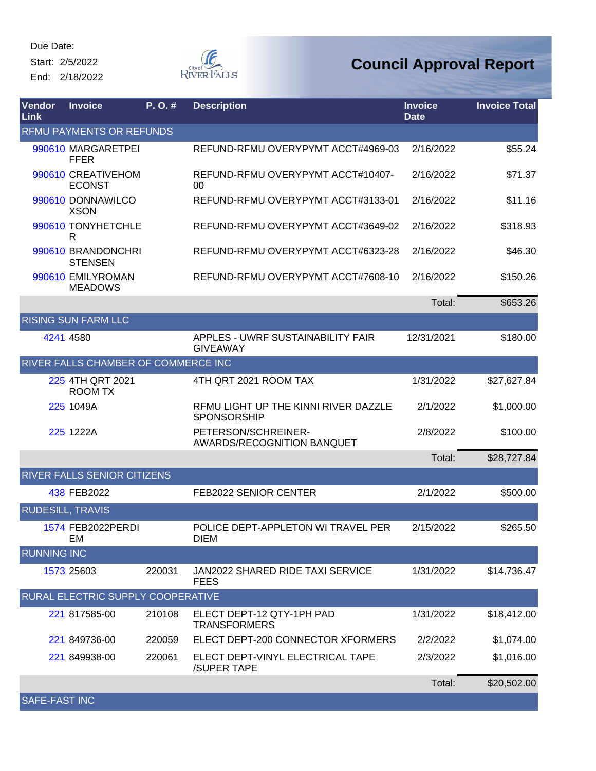Due Date:

Start: 2/5/2022

End: 2/18/2022

# Council Approval Report

| Vendor Link | Invoice | P. O. # | Description | Invoice Date | Invoice Total |
|---|---|---|---|---|---|
| RFMU PAYMENTS OR REFUNDS | | | | | |
| 990610 | MARGARETPEIFFER | | REFUND-RFMU OVERYPYMT ACCT#4969-03 | 2/16/2022 | $55.24 |
| 990610 | CREATIVEHOMECONST | | REFUND-RFMU OVERYPYMT ACCT#10407-00 | 2/16/2022 | $71.37 |
| 990610 | DONNAWILCOXSON | | REFUND-RFMU OVERYPYMT ACCT#3133-01 | 2/16/2022 | $11.16 |
| 990610 | TONYHETCHLER | | REFUND-RFMU OVERYPYMT ACCT#3649-02 | 2/16/2022 | $318.93 |
| 990610 | BRANDONCHRISTENSEN | | REFUND-RFMU OVERYPYMT ACCT#6323-28 | 2/16/2022 | $46.30 |
| 990610 | EMILYROMANMEADOWS | | REFUND-RFMU OVERYPYMT ACCT#7608-10 | 2/16/2022 | $150.26 |
| | | | | Total: | $653.26 |
| RISING SUN FARM LLC | | | | | |
| 4241 | 4580 | | APPLES - UWRF SUSTAINABILITY FAIR GIVEAWAY | 12/31/2021 | $180.00 |
| RIVER FALLS CHAMBER OF COMMERCE INC | | | | | |
| 225 | 4TH QRT 2021 ROOM TX | | 4TH QRT 2021 ROOM TAX | 1/31/2022 | $27,627.84 |
| 225 | 1049A | | RFMU LIGHT UP THE KINNI RIVER DAZZLE SPONSORSHIP | 2/1/2022 | $1,000.00 |
| 225 | 1222A | | PETERSON/SCHREINER-AWARDS/RECOGNITION BANQUET | 2/8/2022 | $100.00 |
| | | | | Total: | $28,727.84 |
| RIVER FALLS SENIOR CITIZENS | | | | | |
| 438 | FEB2022 | | FEB2022 SENIOR CENTER | 2/1/2022 | $500.00 |
| RUDESILL, TRAVIS | | | | | |
| 1574 | FEB2022PERDIEM | | POLICE DEPT-APPLETON WI TRAVEL PER DIEM | 2/15/2022 | $265.50 |
| RUNNING INC | | | | | |
| 1573 | 25603 | 220031 | JAN2022 SHARED RIDE TAXI SERVICE FEES | 1/31/2022 | $14,736.47 |
| RURAL ELECTRIC SUPPLY COOPERATIVE | | | | | |
| 221 | 817585-00 | 210108 | ELECT DEPT-12 QTY-1PH PAD TRANSFORMERS | 1/31/2022 | $18,412.00 |
| 221 | 849736-00 | 220059 | ELECT DEPT-200 CONNECTOR XFORMERS | 2/2/2022 | $1,074.00 |
| 221 | 849938-00 | 220061 | ELECT DEPT-VINYL ELECTRICAL TAPE /SUPER TAPE | 2/3/2022 | $1,016.00 |
| | | | | Total: | $20,502.00 |
| SAFE-FAST INC | | | | | |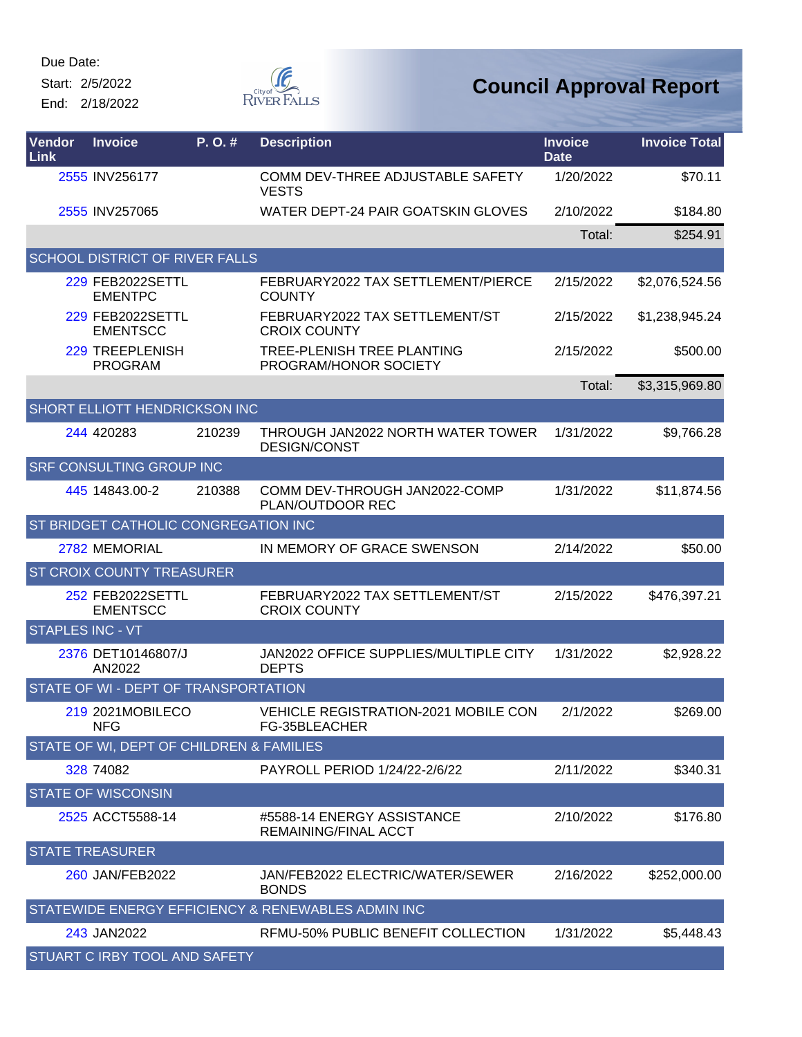Due Date:

Start: 2/5/2022

End: 2/18/2022

# Council Approval Report

| Vendor Link | Invoice | P. O. # | Description | Invoice Date | Invoice Total |
|---|---|---|---|---|---|
| 2555 | INV256177 | | COMM DEV-THREE ADJUSTABLE SAFETY VESTS | 1/20/2022 | $70.11 |
| 2555 | INV257065 | | WATER DEPT-24 PAIR GOATSKIN GLOVES | 2/10/2022 | $184.80 |
| | | | | Total: | $254.91 |
| SCHOOL DISTRICT OF RIVER FALLS | | | | | |
| 229 | FEB2022SETTLEMENTPC | | FEBRUARY2022 TAX SETTLEMENT/PIERCE COUNTY | 2/15/2022 | $2,076,524.56 |
| 229 | FEB2022SETTLEMENTSCC | | FEBRUARY2022 TAX SETTLEMENT/ST CROIX COUNTY | 2/15/2022 | $1,238,945.24 |
| 229 | TREEPLENISH PROGRAM | | TREE-PLENISH TREE PLANTING PROGRAM/HONOR SOCIETY | 2/15/2022 | $500.00 |
| | | | | Total: | $3,315,969.80 |
| SHORT ELLIOTT HENDRICKSON INC | | | | | |
| 244 | 420283 | 210239 | THROUGH JAN2022 NORTH WATER TOWER DESIGN/CONST | 1/31/2022 | $9,766.28 |
| SRF CONSULTING GROUP INC | | | | | |
| 445 | 14843.00-2 | 210388 | COMM DEV-THROUGH JAN2022-COMP PLAN/OUTDOOR REC | 1/31/2022 | $11,874.56 |
| ST BRIDGET CATHOLIC CONGREGATION INC | | | | | |
| 2782 | MEMORIAL | | IN MEMORY OF GRACE SWENSON | 2/14/2022 | $50.00 |
| ST CROIX COUNTY TREASURER | | | | | |
| 252 | FEB2022SETTLEMENTSCC | | FEBRUARY2022 TAX SETTLEMENT/ST CROIX COUNTY | 2/15/2022 | $476,397.21 |
| STAPLES INC - VT | | | | | |
| 2376 | DET10146807/JAN2022 | | JAN2022 OFFICE SUPPLIES/MULTIPLE CITY DEPTS | 1/31/2022 | $2,928.22 |
| STATE OF WI - DEPT OF TRANSPORTATION | | | | | |
| 219 | 2021MOBILECONFG | | VEHICLE REGISTRATION-2021 MOBILE CONFG-35BLEACHER | 2/1/2022 | $269.00 |
| STATE OF WI, DEPT OF CHILDREN & FAMILIES | | | | | |
| 328 | 74082 | | PAYROLL PERIOD 1/24/22-2/6/22 | 2/11/2022 | $340.31 |
| STATE OF WISCONSIN | | | | | |
| 2525 | ACCT5588-14 | | #5588-14 ENERGY ASSISTANCE REMAINING/FINAL ACCT | 2/10/2022 | $176.80 |
| STATE TREASURER | | | | | |
| 260 | JAN/FEB2022 | | JAN/FEB2022 ELECTRIC/WATER/SEWER BONDS | 2/16/2022 | $252,000.00 |
| STATEWIDE ENERGY EFFICIENCY & RENEWABLES ADMIN INC | | | | | |
| 243 | JAN2022 | | RFMU-50% PUBLIC BENEFIT COLLECTION | 1/31/2022 | $5,448.43 |
| STUART C IRBY TOOL AND SAFETY | | | | | |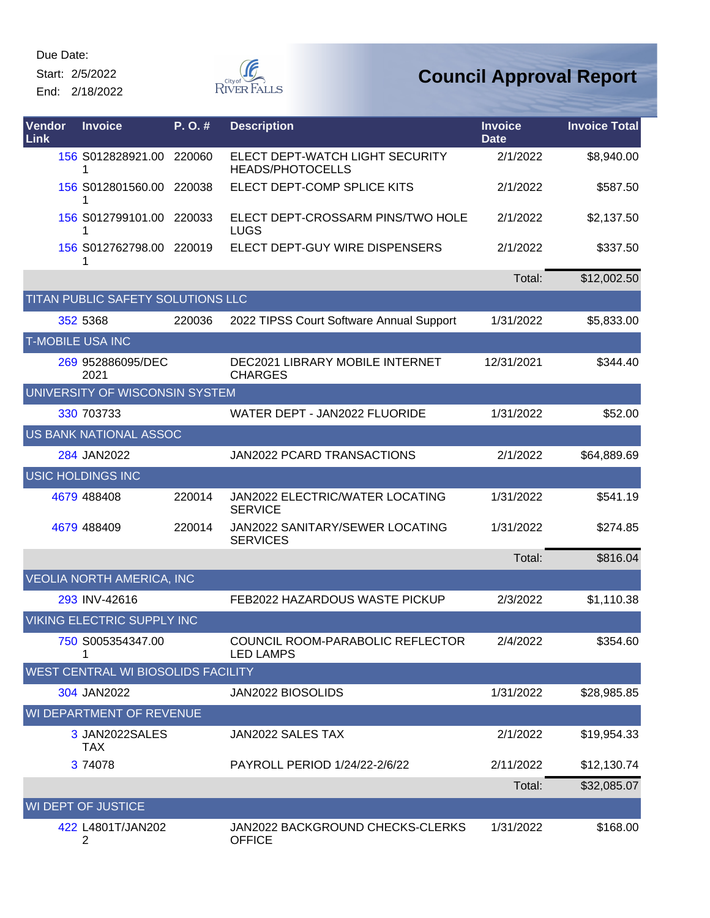Due Date:
Start: 2/5/2022
End: 2/18/2022

# Council Approval Report

| Vendor Link | Invoice | P. O. # | Description | Invoice Date | Invoice Total |
|---|---|---|---|---|---|
| 156 | S012828921.00 1 | 220060 | ELECT DEPT-WATCH LIGHT SECURITY HEADS/PHOTOCELLS | 2/1/2022 | $8,940.00 |
| 156 | S012801560.00 1 | 220038 | ELECT DEPT-COMP SPLICE KITS | 2/1/2022 | $587.50 |
| 156 | S012799101.00 1 | 220033 | ELECT DEPT-CROSSARM PINS/TWO HOLE LUGS | 2/1/2022 | $2,137.50 |
| 156 | S012762798.00 1 | 220019 | ELECT DEPT-GUY WIRE DISPENSERS | 2/1/2022 | $337.50 |
| | | | | Total: | $12,002.50 |
| TITAN PUBLIC SAFETY SOLUTIONS LLC | | | | | |
| 352 | 5368 | 220036 | 2022 TIPSS Court Software Annual Support | 1/31/2022 | $5,833.00 |
| T-MOBILE USA INC | | | | | |
| 269 | 952886095/DEC 2021 | | DEC2021 LIBRARY MOBILE INTERNET CHARGES | 12/31/2021 | $344.40 |
| UNIVERSITY OF WISCONSIN SYSTEM | | | | | |
| 330 | 703733 | | WATER DEPT - JAN2022 FLUORIDE | 1/31/2022 | $52.00 |
| US BANK NATIONAL ASSOC | | | | | |
| 284 | JAN2022 | | JAN2022 PCARD TRANSACTIONS | 2/1/2022 | $64,889.69 |
| USIC HOLDINGS INC | | | | | |
| 4679 | 488408 | 220014 | JAN2022 ELECTRIC/WATER LOCATING SERVICE | 1/31/2022 | $541.19 |
| 4679 | 488409 | 220014 | JAN2022 SANITARY/SEWER LOCATING SERVICES | 1/31/2022 | $274.85 |
| | | | | Total: | $816.04 |
| VEOLIA NORTH AMERICA, INC | | | | | |
| 293 | INV-42616 | | FEB2022 HAZARDOUS WASTE PICKUP | 2/3/2022 | $1,110.38 |
| VIKING ELECTRIC SUPPLY INC | | | | | |
| 750 | S005354347.00 1 | | COUNCIL ROOM-PARABOLIC REFLECTOR LED LAMPS | 2/4/2022 | $354.60 |
| WEST CENTRAL WI BIOSOLIDS FACILITY | | | | | |
| 304 | JAN2022 | | JAN2022 BIOSOLIDS | 1/31/2022 | $28,985.85 |
| WI DEPARTMENT OF REVENUE | | | | | |
| 3 | JAN2022SALES TAX | | JAN2022 SALES TAX | 2/1/2022 | $19,954.33 |
| 3 | 74078 | | PAYROLL PERIOD 1/24/22-2/6/22 | 2/11/2022 | $12,130.74 |
| | | | | Total: | $32,085.07 |
| WI DEPT OF JUSTICE | | | | | |
| 422 | L4801T/JAN2022 | | JAN2022 BACKGROUND CHECKS-CLERKS OFFICE | 1/31/2022 | $168.00 |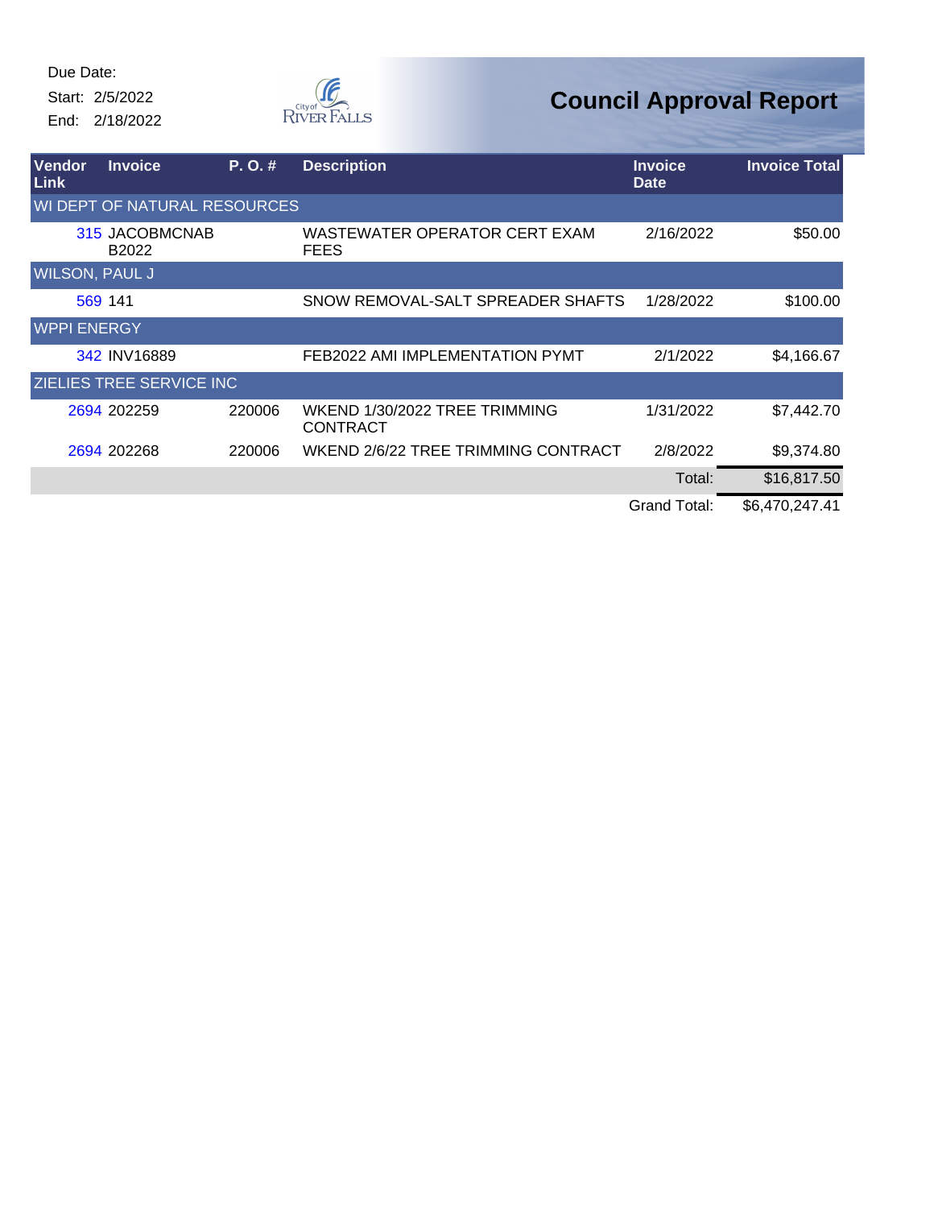Due Date:

Start: 2/5/2022

End: 2/18/2022

# Council Approval Report

| Vendor Link | Invoice | P. O. # | Description | Invoice Date | Invoice Total |
|---|---|---|---|---|---|
| WI DEPT OF NATURAL RESOURCES | | | | | |
| 315 | JACOBMCNAB B2022 | | WASTEWATER OPERATOR CERT EXAM FEES | 2/16/2022 | $50.00 |
| WILSON, PAUL J | | | | | |
| 569 | 141 | | SNOW REMOVAL-SALT SPREADER SHAFTS | 1/28/2022 | $100.00 |
| WPPI ENERGY | | | | | |
| 342 | INV16889 | | FEB2022 AMI IMPLEMENTATION PYMT | 2/1/2022 | $4,166.67 |
| ZIELIES TREE SERVICE INC | | | | | |
| 2694 | 202259 | 220006 | WKEND 1/30/2022 TREE TRIMMING CONTRACT | 1/31/2022 | $7,442.70 |
| 2694 | 202268 | 220006 | WKEND 2/6/22 TREE TRIMMING CONTRACT | 2/8/2022 | $9,374.80 |
| | | | | Total: | $16,817.50 |
| | | | | Grand Total: | $6,470,247.41 |